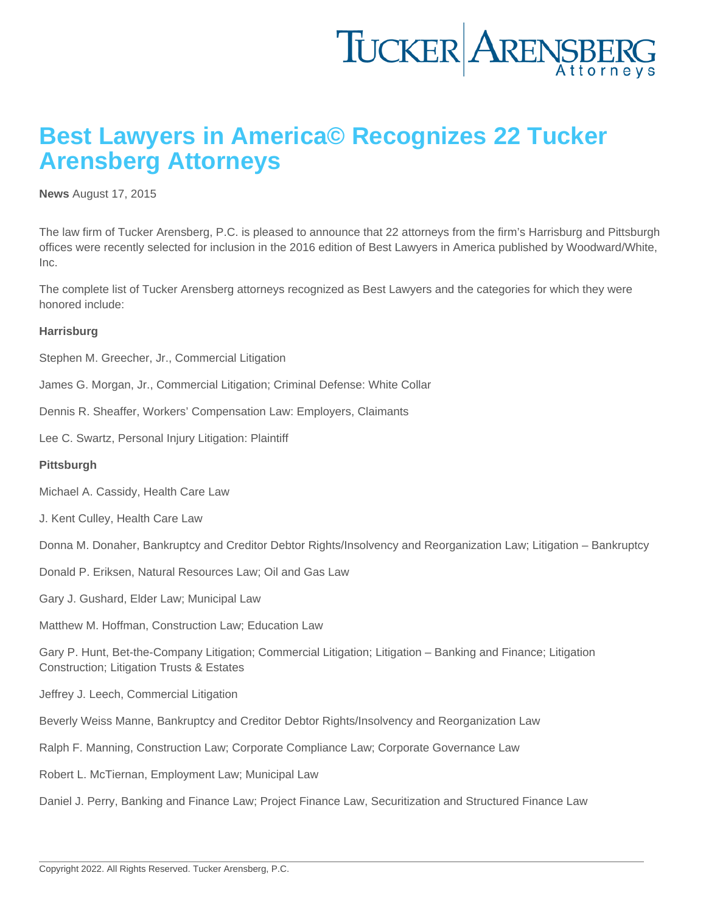# Best Lawyers in America© Recognizes 22 Tucker Arensberg Attorneys

**News** August 17, 2015

The law firm of Tucker Arensberg, P.C. is pleased to announce that 22 attorneys from the firm's Harrisburg and Pittsburgh offices were recently selected for inclusion in the 2016 edition of Best Lawyers in America published by Woodward/White, Inc.

The complete list of Tucker Arensberg attorneys recognized as Best Lawyers and the categories for which they were honored include:

**Harrisburg**

Stephen M. Greecher, Jr., Commercial Litigation

James G. Morgan, Jr., Commercial Litigation; Criminal Defense: White Collar

Dennis R. Sheaffer, Workers' Compensation Law: Employers, Claimants

Lee C. Swartz, Personal Injury Litigation: Plaintiff

**Pittsburgh**

Michael A. Cassidy, Health Care Law

J. Kent Culley, Health Care Law

Donna M. Donaher, Bankruptcy and Creditor Debtor Rights/Insolvency and Reorganization Law; Litigation – Bankruptcy

Donald P. Eriksen, Natural Resources Law; Oil and Gas Law

Gary J. Gushard, Elder Law; Municipal Law

Matthew M. Hoffman, Construction Law; Education Law

Gary P. Hunt, Bet-the-Company Litigation; Commercial Litigation; Litigation – Banking and Finance; Litigation Construction; Litigation Trusts & Estates

Jeffrey J. Leech, Commercial Litigation

Beverly Weiss Manne, Bankruptcy and Creditor Debtor Rights/Insolvency and Reorganization Law

Ralph F. Manning, Construction Law; Corporate Compliance Law; Corporate Governance Law

Robert L. McTiernan, Employment Law; Municipal Law

Daniel J. Perry, Banking and Finance Law; Project Finance Law, Securitization and Structured Finance Law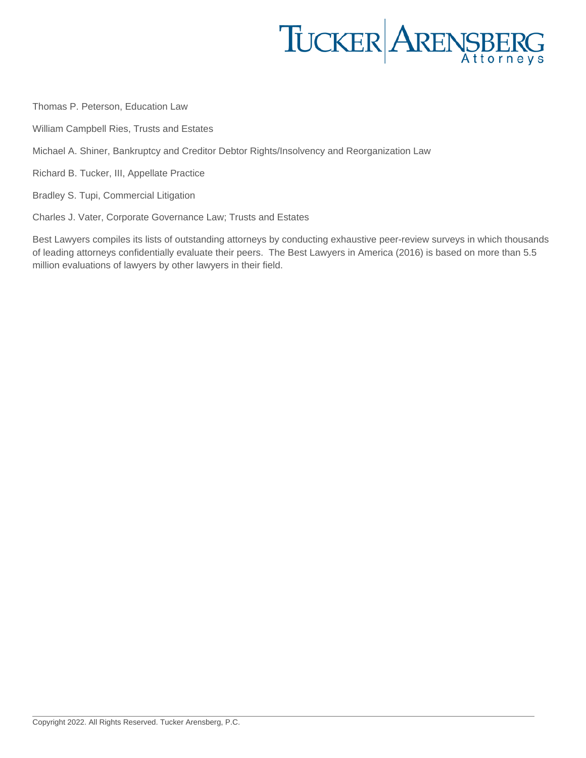Thomas P. Peterson, Education Law

William Campbell Ries, Trusts and Estates

Michael A. Shiner, Bankruptcy and Creditor Debtor Rights/Insolvency and Reorganization Law

Richard B. Tucker, III, Appellate Practice

Bradley S. Tupi, Commercial Litigation

Charles J. Vater, Corporate Governance Law; Trusts and Estates

Best Lawyers compiles its lists of outstanding attorneys by conducting exhaustive peer-review surveys in which thousands of leading attorneys confidentially evaluate their peers. The Best Lawyers in America (2016) is based on more than 5.5 million evaluations of lawyers by other lawyers in their field.